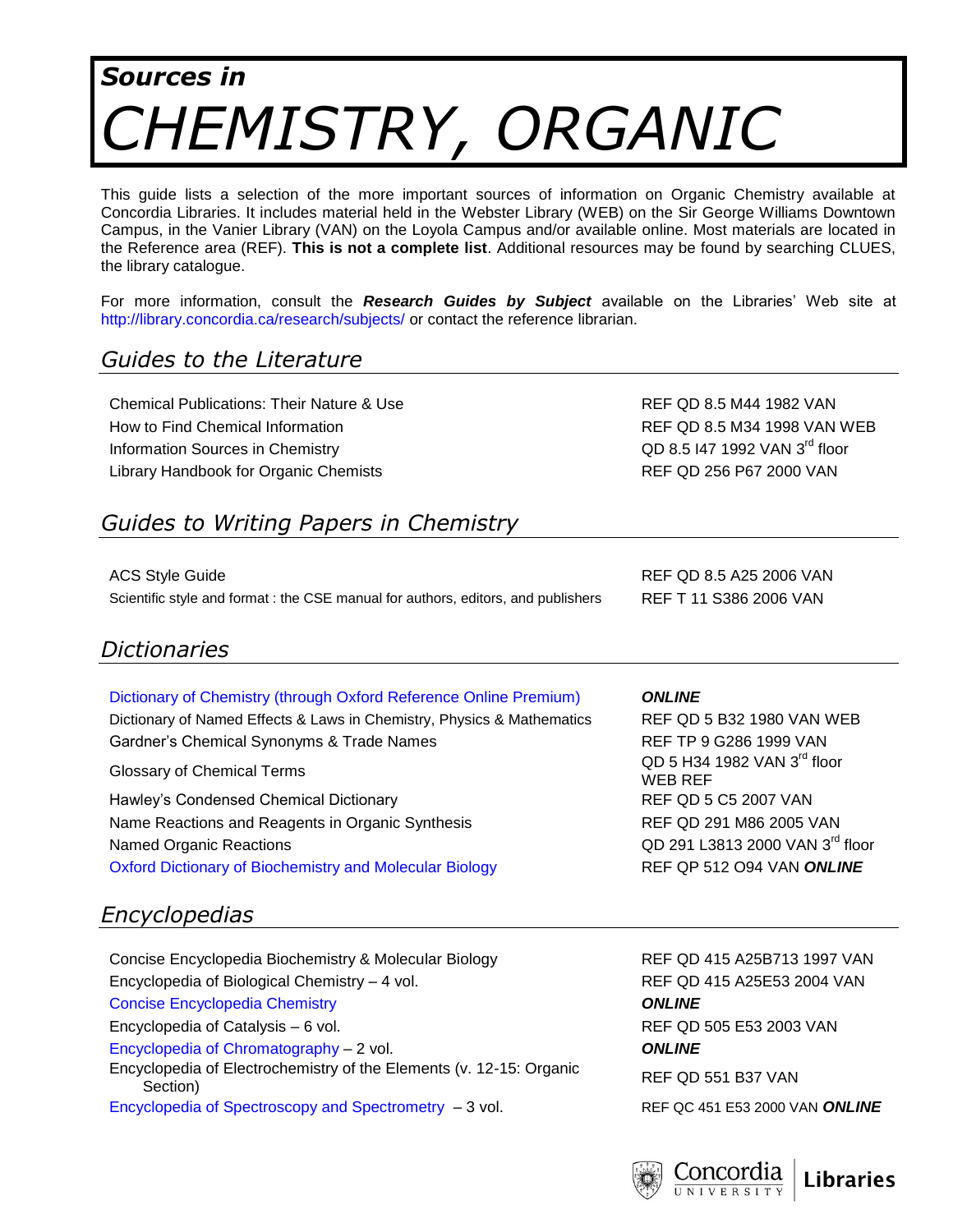# *Sources in* CHEMISTRY, ORGANIC

This guide lists a selection of the more important sources of information on Organic Chemistry available at Concordia Libraries. It includes material held in the Webster Library (WEB) on the Sir George Williams Downtown Campus, in the Vanier Library (VAN) on the Loyola Campus and/or available online. Most materials are located in the Reference area (REF). **This is not a complete list**. Additional resources may be found by searching CLUES, the library catalogue.

For more information, consult the ***Research Guides by Subject*** available on the Libraries' Web site at http://library.concordia.ca/research/subjects/ or contact the reference librarian.

## *Guides to the Literature*

| | |
|---|---|
| Chemical Publications: Their Nature & Use | REF QD 8.5 M44 1982 VAN |
| How to Find Chemical Information | REF QD 8.5 M34 1998 VAN WEB |
| Information Sources in Chemistry | QD 8.5 I47 1992 VAN 3rd floor |
| Library Handbook for Organic Chemists | REF QD 256 P67 2000 VAN |

## *Guides to Writing Papers in Chemistry*

| | |
|---|---|
| ACS Style Guide | REF QD 8.5 A25 2006 VAN |
| Scientific style and format : the CSE manual for authors, editors, and publishers | REF T 11 S386 2006 VAN |

## *Dictionaries*

| | |
|---|---|
| Dictionary of Chemistry (through Oxford Reference Online Premium) | ***ONLINE*** |
| Dictionary of Named Effects & Laws in Chemistry, Physics & Mathematics | REF QD 5 B32 1980 VAN WEB |
| Gardner's Chemical Synonyms & Trade Names | REF TP 9 G286 1999 VAN |
| Glossary of Chemical Terms | QD 5 H34 1982 VAN 3rd floor WEB REF |
| Hawley's Condensed Chemical Dictionary | REF QD 5 C5 2007 VAN |
| Name Reactions and Reagents in Organic Synthesis | REF QD 291 M86 2005 VAN |
| Named Organic Reactions | QD 291 L3813 2000 VAN 3rd floor |
| Oxford Dictionary of Biochemistry and Molecular Biology | REF QP 512 O94 VAN ***ONLINE*** |

## *Encyclopedias*

| | |
|---|---|
| Concise Encyclopedia Biochemistry & Molecular Biology | REF QD 415 A25B713 1997 VAN |
| Encyclopedia of Biological Chemistry – 4 vol. | REF QD 415 A25E53 2004 VAN |
| Concise Encyclopedia Chemistry | ***ONLINE*** |
| Encyclopedia of Catalysis – 6 vol. | REF QD 505 E53 2003 VAN |
| Encyclopedia of Chromatography – 2 vol. | ***ONLINE*** |
| Encyclopedia of Electrochemistry of the Elements (v. 12-15: Organic Section) | REF QD 551 B37 VAN |
| Encyclopedia of Spectroscopy and Spectrometry – 3 vol. | REF QC 451 E53 2000 VAN ***ONLINE*** |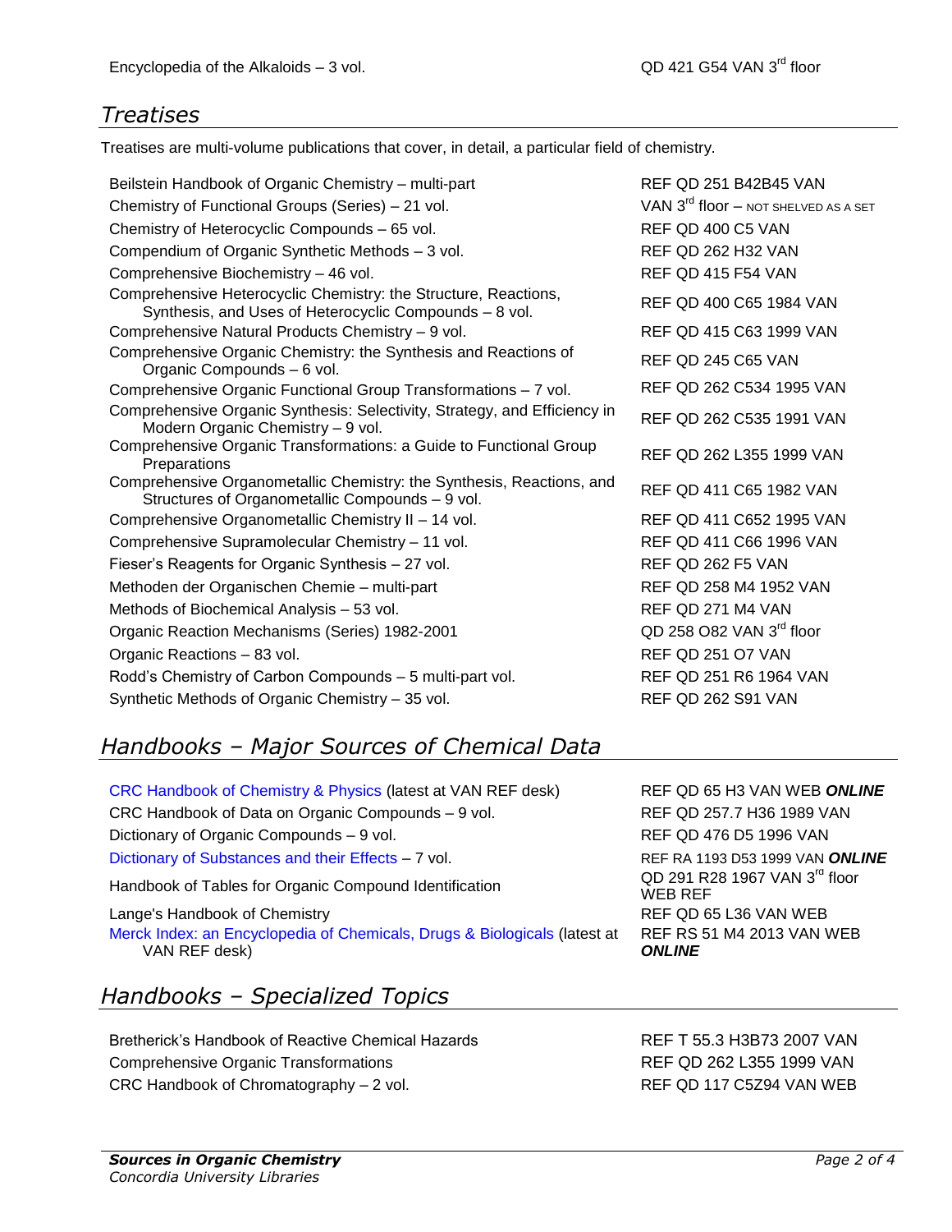| | |
|---|---|
| Encyclopedia of the Alkaloids – 3 vol. | QD 421 G54 VAN 3rd floor |

## *Treatises*

Treatises are multi-volume publications that cover, in detail, a particular field of chemistry.

| | |
|---|---|
| Beilstein Handbook of Organic Chemistry – multi-part | REF QD 251 B42B45 VAN |
| Chemistry of Functional Groups (Series) – 21 vol. | VAN 3rd floor – NOT SHELVED AS A SET |
| Chemistry of Heterocyclic Compounds – 65 vol. | REF QD 400 C5 VAN |
| Compendium of Organic Synthetic Methods – 3 vol. | REF QD 262 H32 VAN |
| Comprehensive Biochemistry – 46 vol. | REF QD 415 F54 VAN |
| Comprehensive Heterocyclic Chemistry: the Structure, Reactions, Synthesis, and Uses of Heterocyclic Compounds – 8 vol. | REF QD 400 C65 1984 VAN |
| Comprehensive Natural Products Chemistry – 9 vol. | REF QD 415 C63 1999 VAN |
| Comprehensive Organic Chemistry: the Synthesis and Reactions of Organic Compounds – 6 vol. | REF QD 245 C65 VAN |
| Comprehensive Organic Functional Group Transformations – 7 vol. | REF QD 262 C534 1995 VAN |
| Comprehensive Organic Synthesis: Selectivity, Strategy, and Efficiency in Modern Organic Chemistry – 9 vol. | REF QD 262 C535 1991 VAN |
| Comprehensive Organic Transformations: a Guide to Functional Group Preparations | REF QD 262 L355 1999 VAN |
| Comprehensive Organometallic Chemistry: the Synthesis, Reactions, and Structures of Organometallic Compounds – 9 vol. | REF QD 411 C65 1982 VAN |
| Comprehensive Organometallic Chemistry II – 14 vol. | REF QD 411 C652 1995 VAN |
| Comprehensive Supramolecular Chemistry – 11 vol. | REF QD 411 C66 1996 VAN |
| Fieser's Reagents for Organic Synthesis – 27 vol. | REF QD 262 F5 VAN |
| Methoden der Organischen Chemie – multi-part | REF QD 258 M4 1952 VAN |
| Methods of Biochemical Analysis – 53 vol. | REF QD 271 M4 VAN |
| Organic Reaction Mechanisms (Series) 1982-2001 | QD 258 O82 VAN 3rd floor |
| Organic Reactions – 83 vol. | REF QD 251 O7 VAN |
| Rodd's Chemistry of Carbon Compounds – 5 multi-part vol. | REF QD 251 R6 1964 VAN |
| Synthetic Methods of Organic Chemistry – 35 vol. | REF QD 262 S91 VAN |

## *Handbooks – Major Sources of Chemical Data*

| | |
|---|---|
| CRC Handbook of Chemistry & Physics (latest at VAN REF desk) | REF QD 65 H3 VAN WEB ***ONLINE*** |
| CRC Handbook of Data on Organic Compounds – 9 vol. | REF QD 257.7 H36 1989 VAN |
| Dictionary of Organic Compounds – 9 vol. | REF QD 476 D5 1996 VAN |
| Dictionary of Substances and their Effects – 7 vol. | REF RA 1193 D53 1999 VAN ***ONLINE*** |
| Handbook of Tables for Organic Compound Identification | QD 291 R28 1967 VAN 3rd floor WEB REF |
| Lange's Handbook of Chemistry | REF QD 65 L36 VAN WEB |
| Merck Index: an Encyclopedia of Chemicals, Drugs & Biologicals (latest at VAN REF desk) | REF RS 51 M4 2013 VAN WEB ***ONLINE*** |

## *Handbooks – Specialized Topics*

| | |
|---|---|
| Bretherick's Handbook of Reactive Chemical Hazards | REF T 55.3 H3B73 2007 VAN |
| Comprehensive Organic Transformations | REF QD 262 L355 1999 VAN |
| CRC Handbook of Chromatography – 2 vol. | REF QD 117 C5Z94 VAN WEB |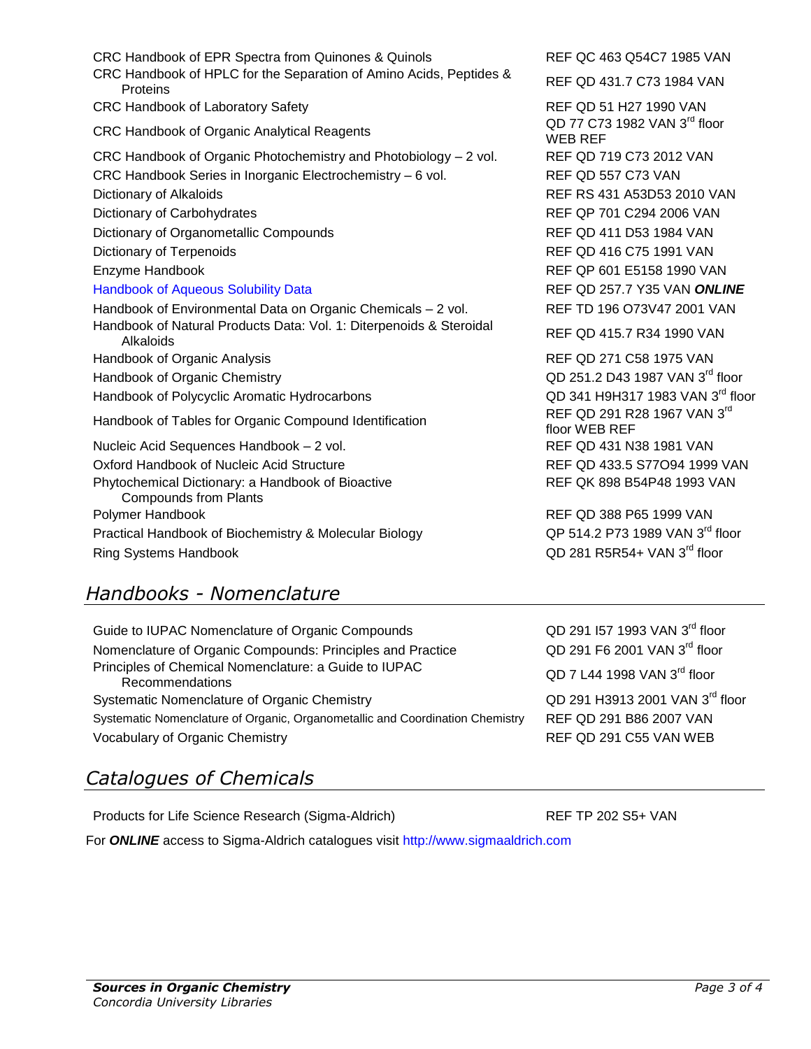| | |
|---|---|
| CRC Handbook of EPR Spectra from Quinones & Quinols | REF QC 463 Q54C7 1985 VAN |
| CRC Handbook of HPLC for the Separation of Amino Acids, Peptides & Proteins | REF QD 431.7 C73 1984 VAN |
| CRC Handbook of Laboratory Safety | REF QD 51 H27 1990 VAN |
| CRC Handbook of Organic Analytical Reagents | QD 77 C73 1982 VAN 3rd floor WEB REF |
| CRC Handbook of Organic Photochemistry and Photobiology – 2 vol. | REF QD 719 C73 2012 VAN |
| CRC Handbook Series in Inorganic Electrochemistry – 6 vol. | REF QD 557 C73 VAN |
| Dictionary of Alkaloids | REF RS 431 A53D53 2010 VAN |
| Dictionary of Carbohydrates | REF QP 701 C294 2006 VAN |
| Dictionary of Organometallic Compounds | REF QD 411 D53 1984 VAN |
| Dictionary of Terpenoids | REF QD 416 C75 1991 VAN |
| Enzyme Handbook | REF QP 601 E5158 1990 VAN |
| Handbook of Aqueous Solubility Data | REF QD 257.7 Y35 VAN ***ONLINE*** |
| Handbook of Environmental Data on Organic Chemicals – 2 vol. | REF TD 196 O73V47 2001 VAN |
| Handbook of Natural Products Data: Vol. 1: Diterpenoids & Steroidal Alkaloids | REF QD 415.7 R34 1990 VAN |
| Handbook of Organic Analysis | REF QD 271 C58 1975 VAN |
| Handbook of Organic Chemistry | QD 251.2 D43 1987 VAN 3rd floor |
| Handbook of Polycyclic Aromatic Hydrocarbons | QD 341 H9H317 1983 VAN 3rd floor |
| Handbook of Tables for Organic Compound Identification | REF QD 291 R28 1967 VAN 3rd floor WEB REF |
| Nucleic Acid Sequences Handbook – 2 vol. | REF QD 431 N38 1981 VAN |
| Oxford Handbook of Nucleic Acid Structure | REF QD 433.5 S77O94 1999 VAN |
| Phytochemical Dictionary: a Handbook of Bioactive Compounds from Plants | REF QK 898 B54P48 1993 VAN |
| Polymer Handbook | REF QD 388 P65 1999 VAN |
| Practical Handbook of Biochemistry & Molecular Biology | QP 514.2 P73 1989 VAN 3rd floor |
| Ring Systems Handbook | QD 281 R5R54+ VAN 3rd floor |

## *Handbooks - Nomenclature*

| | |
|---|---|
| Guide to IUPAC Nomenclature of Organic Compounds | QD 291 I57 1993 VAN 3rd floor |
| Nomenclature of Organic Compounds: Principles and Practice | QD 291 F6 2001 VAN 3rd floor |
| Principles of Chemical Nomenclature: a Guide to IUPAC Recommendations | QD 7 L44 1998 VAN 3rd floor |
| Systematic Nomenclature of Organic Chemistry | QD 291 H3913 2001 VAN 3rd floor |
| Systematic Nomenclature of Organic, Organometallic and Coordination Chemistry | REF QD 291 B86 2007 VAN |
| Vocabulary of Organic Chemistry | REF QD 291 C55 VAN WEB |

## *Catalogues of Chemicals*

| | |
|---|---|
| Products for Life Science Research (Sigma-Aldrich) | REF TP 202 S5+ VAN |

For ***ONLINE*** access to Sigma-Aldrich catalogues visit http://www.sigmaaldrich.com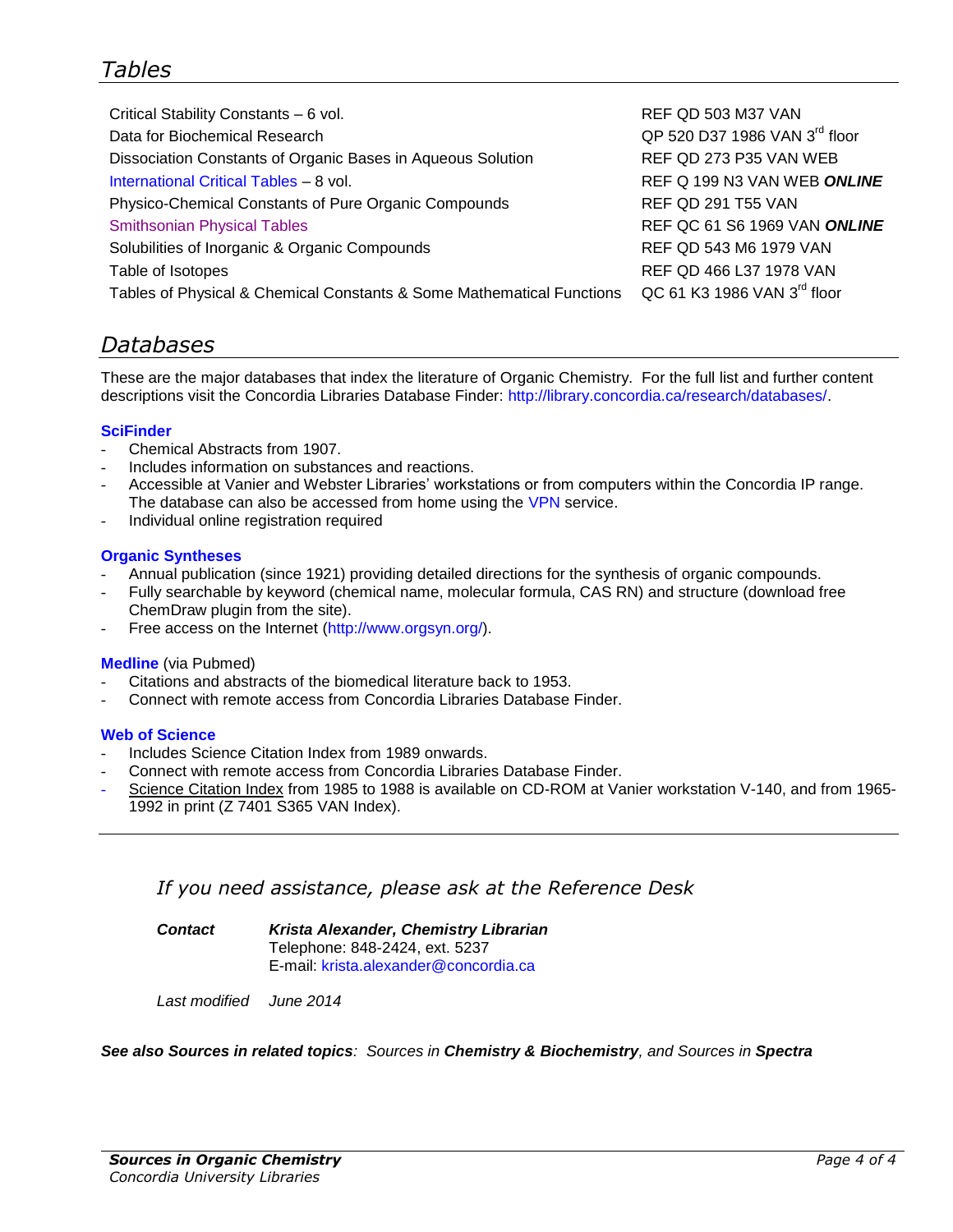## Tables

| | |
|---|---|
| Critical Stability Constants – 6 vol. | REF QD 503 M37 VAN |
| Data for Biochemical Research | QP 520 D37 1986 VAN 3rd floor |
| Dissociation Constants of Organic Bases in Aqueous Solution | REF QD 273 P35 VAN WEB |
| International Critical Tables – 8 vol. | REF Q 199 N3 VAN WEB ***ONLINE*** |
| Physico-Chemical Constants of Pure Organic Compounds | REF QD 291 T55 VAN |
| Smithsonian Physical Tables | REF QC 61 S6 1969 VAN ***ONLINE*** |
| Solubilities of Inorganic & Organic Compounds | REF QD 543 M6 1979 VAN |
| Table of Isotopes | REF QD 466 L37 1978 VAN |
| Tables of Physical & Chemical Constants & Some Mathematical Functions | QC 61 K3 1986 VAN 3rd floor |

## Databases

These are the major databases that index the literature of Organic Chemistry. For the full list and further content descriptions visit the Concordia Libraries Database Finder: http://library.concordia.ca/research/databases/.

**SciFinder**

- Chemical Abstracts from 1907.
- Includes information on substances and reactions.
- Accessible at Vanier and Webster Libraries' workstations or from computers within the Concordia IP range. The database can also be accessed from home using the VPN service.
- Individual online registration required

**Organic Syntheses**

- Annual publication (since 1921) providing detailed directions for the synthesis of organic compounds.
- Fully searchable by keyword (chemical name, molecular formula, CAS RN) and structure (download free ChemDraw plugin from the site).
- Free access on the Internet (http://www.orgsyn.org/).

**Medline** (via Pubmed)

- Citations and abstracts of the biomedical literature back to 1953.
- Connect with remote access from Concordia Libraries Database Finder.

**Web of Science**

- Includes Science Citation Index from 1989 onwards.
- Connect with remote access from Concordia Libraries Database Finder.
- Science Citation Index from 1985 to 1988 is available on CD-ROM at Vanier workstation V-140, and from 1965-1992 in print (Z 7401 S365 VAN Index).

---

*If you need assistance, please ask at the Reference Desk*

***Contact*** ***Krista Alexander, Chemistry Librarian***
Telephone: 848-2424, ext. 5237
E-mail: krista.alexander@concordia.ca

*Last modified June 2014*

***See also Sources in related topics**: Sources in **Chemistry & Biochemistry**, and Sources in **Spectra***